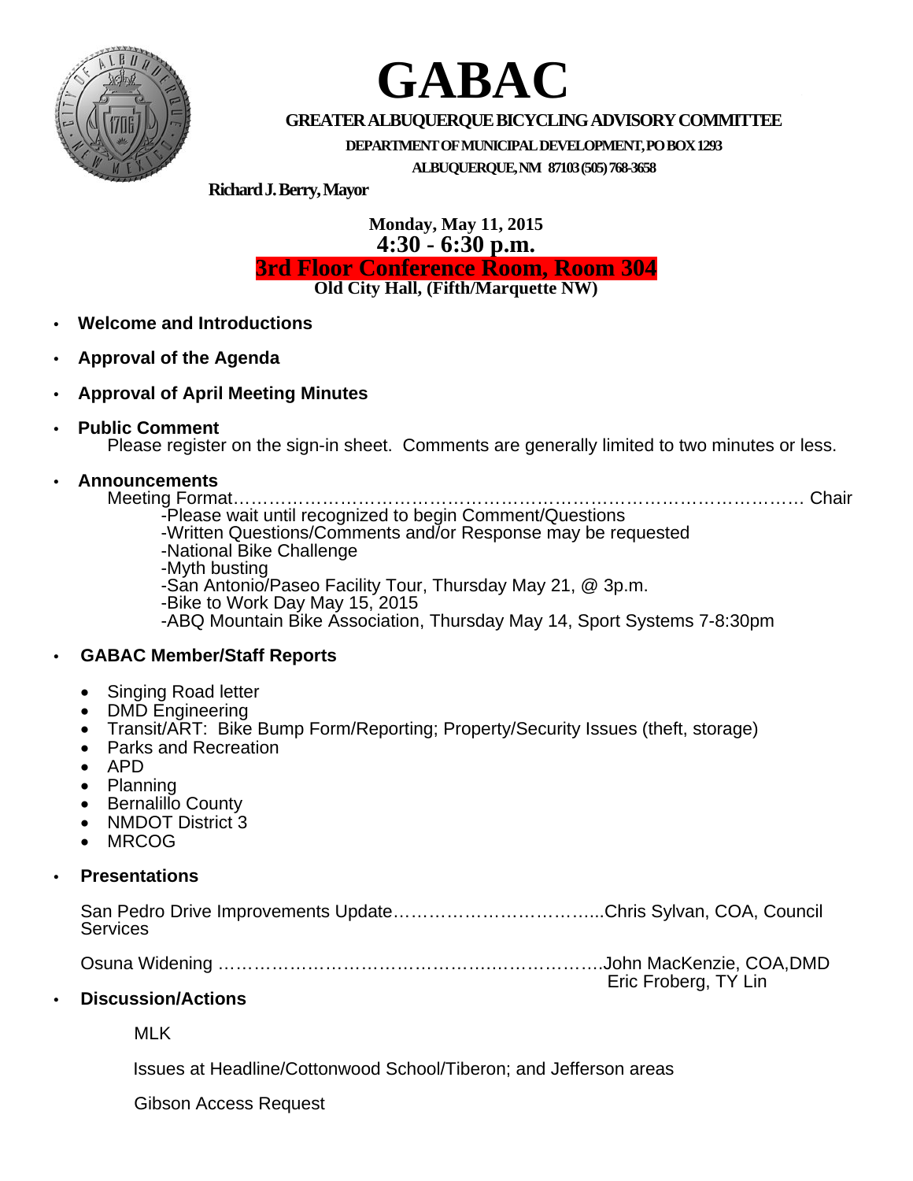# GABAC

**GREATER ALBUQUERQUE BICYCLING ADVISORY COMMITTEE**

**DEPARTMENT OF MUNICIPAL DEVELOPMENT, PO BOX 1293**

**ALBUQUERQUE, NM 87103 (505) 768-3658**

**Richard J. Berry, Mayor**

**Monday, May 11, 2015**

**4:30 - 6:30 p.m.**

**3rd Floor Conference Room, Room 304**

**Old City Hall, (Fifth/Marquette NW)**

- **Welcome and Introductions**
- **Approval of the Agenda**
- **Approval of April Meeting Minutes**
- **Public Comment**
  Please register on the sign-in sheet. Comments are generally limited to two minutes or less.
- **Announcements**
  Meeting Format………………………………………………………………………………… Chair
  - -Please wait until recognized to begin Comment/Questions
  - -Written Questions/Comments and/or Response may be requested
  - -National Bike Challenge
  - -Myth busting
  - -San Antonio/Paseo Facility Tour, Thursday May 21, @ 3p.m.
  - -Bike to Work Day May 15, 2015
  - -ABQ Mountain Bike Association, Thursday May 14, Sport Systems 7-8:30pm
- **GABAC Member/Staff Reports**
  - Singing Road letter
  - DMD Engineering
  - Transit/ART: Bike Bump Form/Reporting; Property/Security Issues (theft, storage)
  - Parks and Recreation
  - APD
  - Planning
  - Bernalillo County
  - NMDOT District 3
  - MRCOG
- **Presentations**

  San Pedro Drive Improvements Update……………………………...Chris Sylvan, COA, Council Services

  Osuna Widening ………………………………………………………John MacKenzie, COA,DMD
  Eric Froberg, TY Lin
- **Discussion/Actions**

  MLK

  Issues at Headline/Cottonwood School/Tiberon; and Jefferson areas

  Gibson Access Request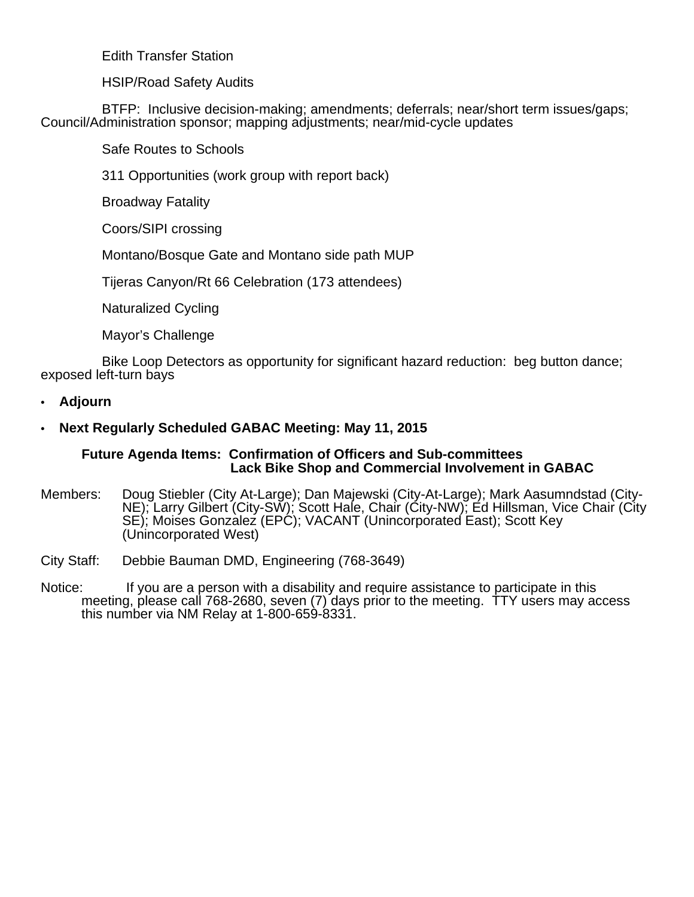Edith Transfer Station

HSIP/Road Safety Audits

BTFP: Inclusive decision-making; amendments; deferrals; near/short term issues/gaps; Council/Administration sponsor; mapping adjustments; near/mid-cycle updates

Safe Routes to Schools

311 Opportunities (work group with report back)

Broadway Fatality

Coors/SIPI crossing

Montano/Bosque Gate and Montano side path MUP

Tijeras Canyon/Rt 66 Celebration (173 attendees)

Naturalized Cycling

Mayor's Challenge

Bike Loop Detectors as opportunity for significant hazard reduction: beg button dance; exposed left-turn bays

- **Adjourn**
- **Next Regularly Scheduled GABAC Meeting: May 11, 2015**

**Future Agenda Items: Confirmation of Officers and Sub-committees**
**Lack Bike Shop and Commercial Involvement in GABAC**

Members: Doug Stiebler (City At-Large); Dan Majewski (City-At-Large); Mark Aasumndstad (City-NE); Larry Gilbert (City-SW); Scott Hale, Chair (City-NW); Ed Hillsman, Vice Chair (City SE); Moises Gonzalez (EPC); VACANT (Unincorporated East); Scott Key (Unincorporated West)

City Staff: Debbie Bauman DMD, Engineering (768-3649)

Notice: If you are a person with a disability and require assistance to participate in this meeting, please call 768-2680, seven (7) days prior to the meeting. TTY users may access this number via NM Relay at 1-800-659-8331.